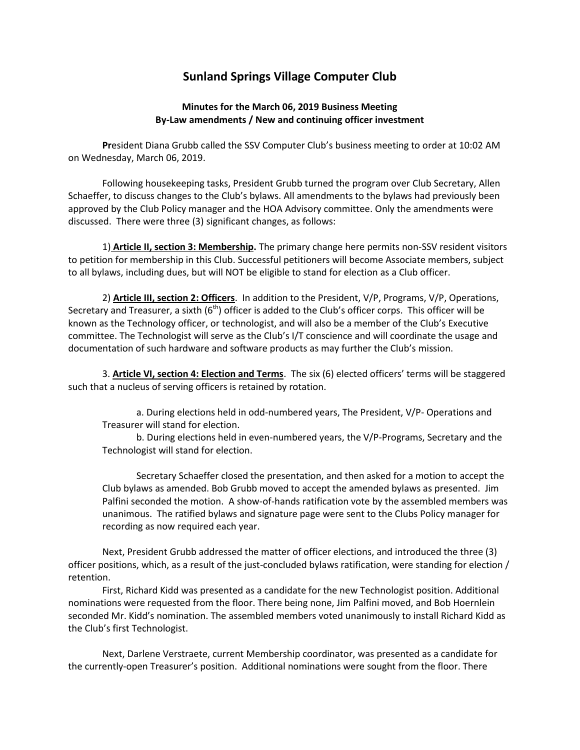# Sunland Springs Village Computer Club

### Minutes for the March 06, 2019 Business Meeting
### By-Law amendments / New and continuing officer investment

**Pr**esident Diana Grubb called the SSV Computer Club's business meeting to order at 10:02 AM on Wednesday, March 06, 2019.

Following housekeeping tasks, President Grubb turned the program over Club Secretary, Allen Schaeffer, to discuss changes to the Club's bylaws. All amendments to the bylaws had previously been approved by the Club Policy manager and the HOA Advisory committee. Only the amendments were discussed. There were three (3) significant changes, as follows:

1) **Article II, section 3: Membership.** The primary change here permits non-SSV resident visitors to petition for membership in this Club. Successful petitioners will become Associate members, subject to all bylaws, including dues, but will NOT be eligible to stand for election as a Club officer.

2) **Article III, section 2: Officers**. In addition to the President, V/P, Programs, V/P, Operations, Secretary and Treasurer, a sixth (6th) officer is added to the Club's officer corps. This officer will be known as the Technology officer, or technologist, and will also be a member of the Club's Executive committee. The Technologist will serve as the Club's I/T conscience and will coordinate the usage and documentation of such hardware and software products as may further the Club's mission.

3. **Article VI, section 4: Election and Terms**. The six (6) elected officers' terms will be staggered such that a nucleus of serving officers is retained by rotation.

a. During elections held in odd-numbered years, The President, V/P- Operations and Treasurer will stand for election.

b. During elections held in even-numbered years, the V/P-Programs, Secretary and the Technologist will stand for election.

Secretary Schaeffer closed the presentation, and then asked for a motion to accept the Club bylaws as amended. Bob Grubb moved to accept the amended bylaws as presented. Jim Palfini seconded the motion. A show-of-hands ratification vote by the assembled members was unanimous. The ratified bylaws and signature page were sent to the Clubs Policy manager for recording as now required each year.

Next, President Grubb addressed the matter of officer elections, and introduced the three (3) officer positions, which, as a result of the just-concluded bylaws ratification, were standing for election / retention.

First, Richard Kidd was presented as a candidate for the new Technologist position. Additional nominations were requested from the floor. There being none, Jim Palfini moved, and Bob Hoernlein seconded Mr. Kidd's nomination. The assembled members voted unanimously to install Richard Kidd as the Club's first Technologist.

Next, Darlene Verstraete, current Membership coordinator, was presented as a candidate for the currently-open Treasurer's position. Additional nominations were sought from the floor. There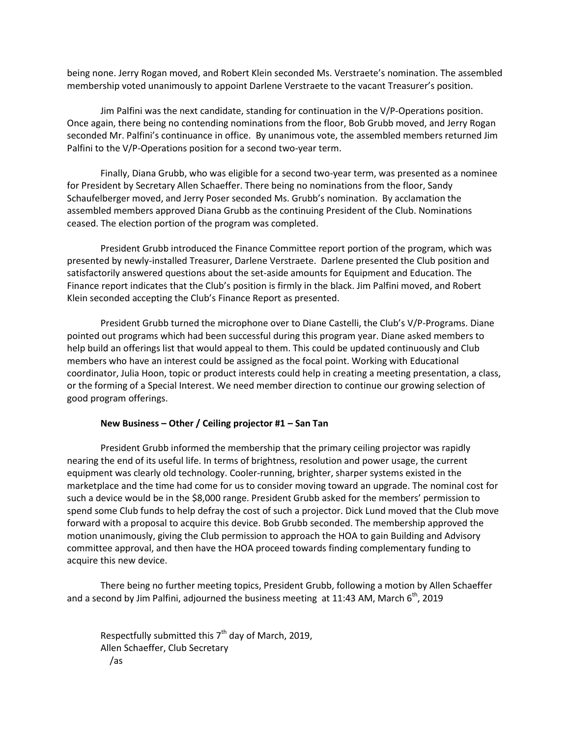being none. Jerry Rogan moved, and Robert Klein seconded Ms. Verstraete's nomination. The assembled membership voted unanimously to appoint Darlene Verstraete to the vacant Treasurer's position.

Jim Palfini was the next candidate, standing for continuation in the V/P-Operations position. Once again, there being no contending nominations from the floor, Bob Grubb moved, and Jerry Rogan seconded Mr. Palfini's continuance in office. By unanimous vote, the assembled members returned Jim Palfini to the V/P-Operations position for a second two-year term.

Finally, Diana Grubb, who was eligible for a second two-year term, was presented as a nominee for President by Secretary Allen Schaeffer. There being no nominations from the floor, Sandy Schaufelberger moved, and Jerry Poser seconded Ms. Grubb's nomination. By acclamation the assembled members approved Diana Grubb as the continuing President of the Club. Nominations ceased. The election portion of the program was completed.

President Grubb introduced the Finance Committee report portion of the program, which was presented by newly-installed Treasurer, Darlene Verstraete. Darlene presented the Club position and satisfactorily answered questions about the set-aside amounts for Equipment and Education. The Finance report indicates that the Club's position is firmly in the black. Jim Palfini moved, and Robert Klein seconded accepting the Club's Finance Report as presented.

President Grubb turned the microphone over to Diane Castelli, the Club's V/P-Programs. Diane pointed out programs which had been successful during this program year. Diane asked members to help build an offerings list that would appeal to them. This could be updated continuously and Club members who have an interest could be assigned as the focal point. Working with Educational coordinator, Julia Hoon, topic or product interests could help in creating a meeting presentation, a class, or the forming of a Special Interest. We need member direction to continue our growing selection of good program offerings.

**New Business – Other / Ceiling projector #1 – San Tan**

President Grubb informed the membership that the primary ceiling projector was rapidly nearing the end of its useful life. In terms of brightness, resolution and power usage, the current equipment was clearly old technology. Cooler-running, brighter, sharper systems existed in the marketplace and the time had come for us to consider moving toward an upgrade. The nominal cost for such a device would be in the $8,000 range. President Grubb asked for the members' permission to spend some Club funds to help defray the cost of such a projector. Dick Lund moved that the Club move forward with a proposal to acquire this device. Bob Grubb seconded. The membership approved the motion unanimously, giving the Club permission to approach the HOA to gain Building and Advisory committee approval, and then have the HOA proceed towards finding complementary funding to acquire this new device.

There being no further meeting topics, President Grubb, following a motion by Allen Schaeffer and a second by Jim Palfini, adjourned the business meeting at 11:43 AM, March 6th, 2019

Respectfully submitted this 7th day of March, 2019,
Allen Schaeffer, Club Secretary
/as